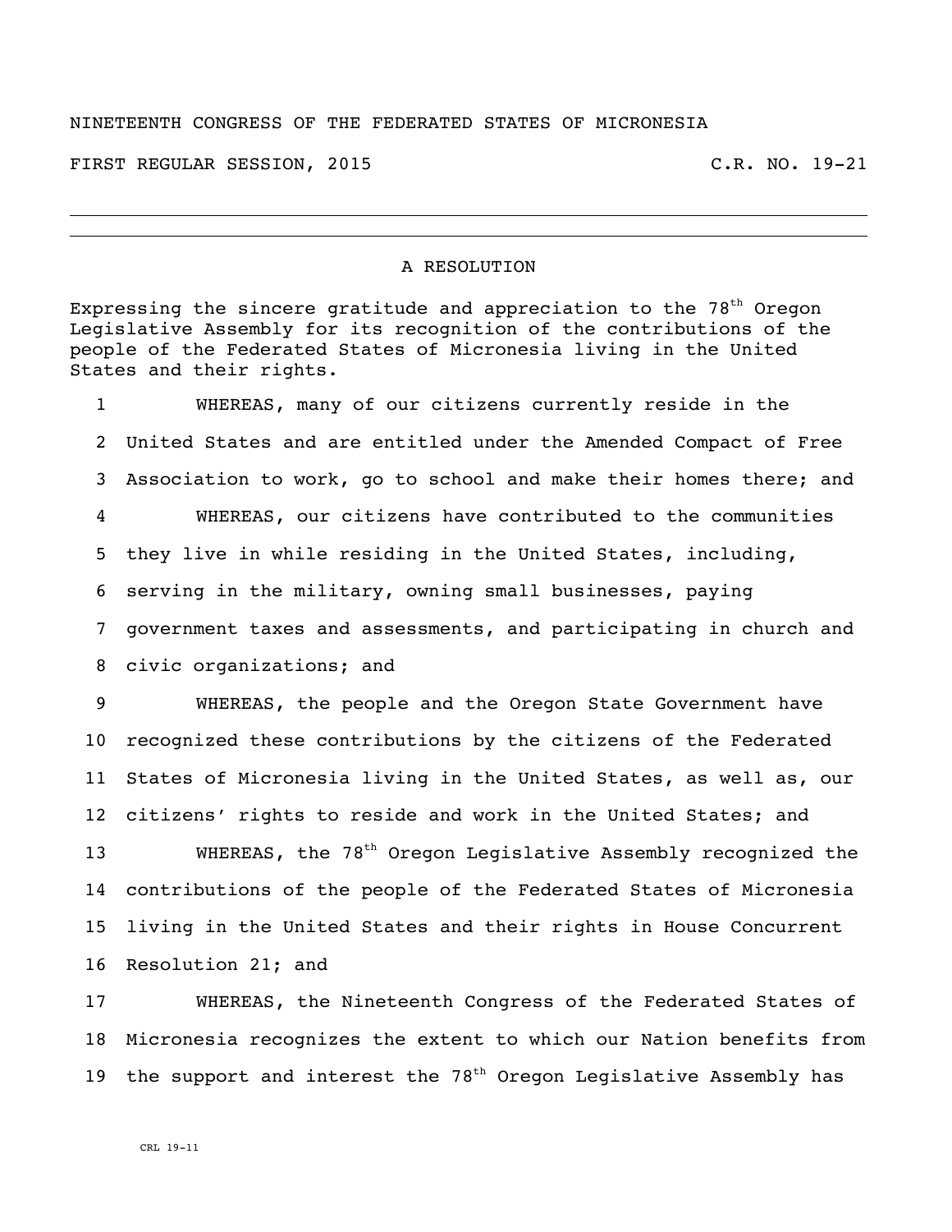NINETEENTH CONGRESS OF THE FEDERATED STATES OF MICRONESIA

FIRST REGULAR SESSION, 2015 C.R. NO. 19-21

---

## A RESOLUTION

Expressing the sincere gratitude and appreciation to the 78th Oregon Legislative Assembly for its recognition of the contributions of the people of the Federated States of Micronesia living in the United States and their rights.

1 WHEREAS, many of our citizens currently reside in the
2 United States and are entitled under the Amended Compact of Free
3 Association to work, go to school and make their homes there; and
4 WHEREAS, our citizens have contributed to the communities
5 they live in while residing in the United States, including,
6 serving in the military, owning small businesses, paying
7 government taxes and assessments, and participating in church and
8 civic organizations; and
9 WHEREAS, the people and the Oregon State Government have
10 recognized these contributions by the citizens of the Federated
11 States of Micronesia living in the United States, as well as, our
12 citizens' rights to reside and work in the United States; and
13 WHEREAS, the 78th Oregon Legislative Assembly recognized the
14 contributions of the people of the Federated States of Micronesia
15 living in the United States and their rights in House Concurrent
16 Resolution 21; and
17 WHEREAS, the Nineteenth Congress of the Federated States of
18 Micronesia recognizes the extent to which our Nation benefits from
19 the support and interest the 78th Oregon Legislative Assembly has

CRL 19-11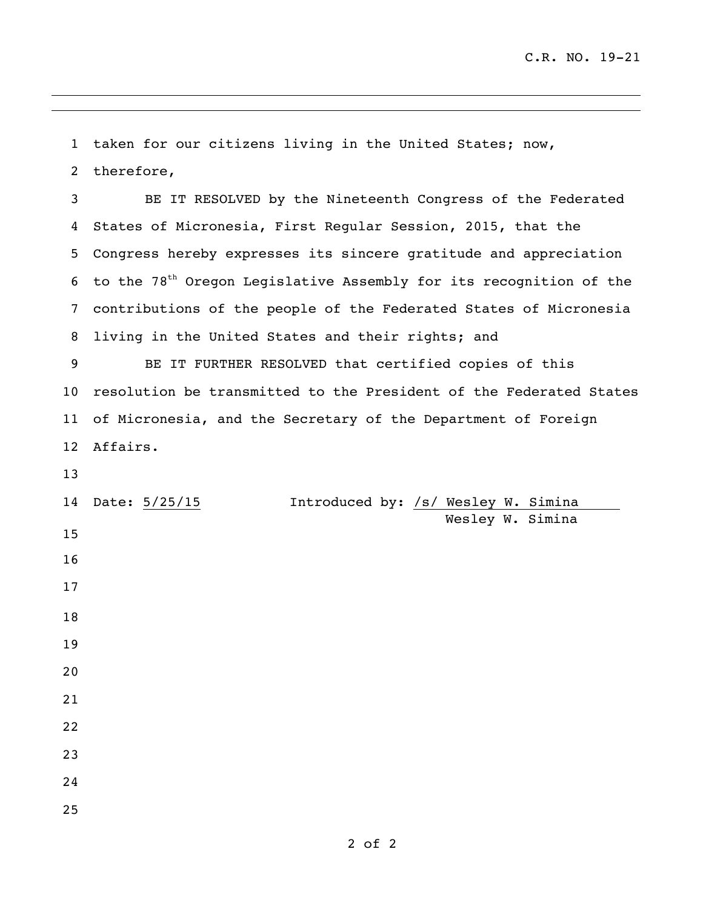taken for our citizens living in the United States; now, therefore,

BE IT RESOLVED by the Nineteenth Congress of the Federated States of Micronesia, First Regular Session, 2015, that the Congress hereby expresses its sincere gratitude and appreciation to the 78th Oregon Legislative Assembly for its recognition of the contributions of the people of the Federated States of Micronesia living in the United States and their rights; and

BE IT FURTHER RESOLVED that certified copies of this resolution be transmitted to the President of the Federated States of Micronesia, and the Secretary of the Department of Foreign Affairs.

Date: 5/25/15

Introduced by: /s/ Wesley W. Simina
Wesley W. Simina